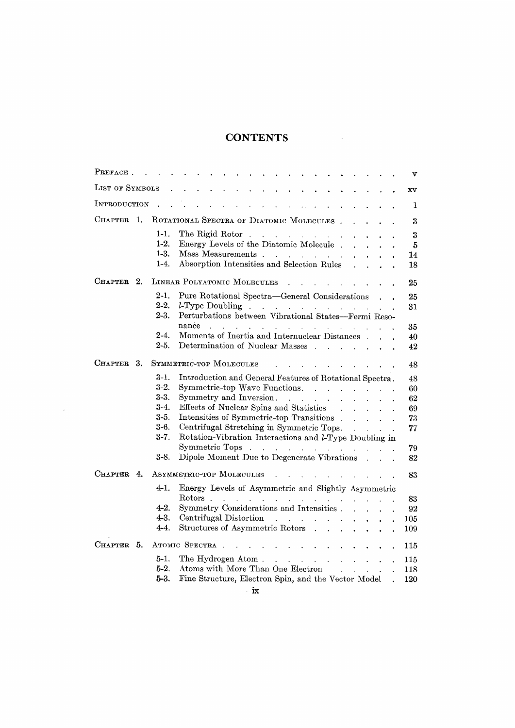# CONTENTS

| | | |
|---|---|---|
| PREFACE | | v |
| LIST OF SYMBOLS | | xv |
| INTRODUCTION | | 1 |
| CHAPTER 1. | ROTATIONAL SPECTRA OF DIATOMIC MOLECULES | 3 |
| | 1-1. The Rigid Rotor | 3 |
| | 1-2. Energy Levels of the Diatomic Molecule | 5 |
| | 1-3. Mass Measurements | 14 |
| | 1-4. Absorption Intensities and Selection Rules | 18 |
| CHAPTER 2. | LINEAR POLYATOMIC MOLECULES | 25 |
| | 2-1. Pure Rotational Spectra—General Considerations | 25 |
| | 2-2. $l$-Type Doubling | 31 |
| | 2-3. Perturbations between Vibrational States—Fermi Resonance | 35 |
| | 2-4. Moments of Inertia and Internuclear Distances | 40 |
| | 2-5. Determination of Nuclear Masses | 42 |
| CHAPTER 3. | SYMMETRIC-TOP MOLECULES | 48 |
| | 3-1. Introduction and General Features of Rotational Spectra | 48 |
| | 3-2. Symmetric-top Wave Functions | 60 |
| | 3-3. Symmetry and Inversion | 62 |
| | 3-4. Effects of Nuclear Spins and Statistics | 69 |
| | 3-5. Intensities of Symmetric-top Transitions | 73 |
| | 3-6. Centrifugal Stretching in Symmetric Tops | 77 |
| | 3-7. Rotation-Vibration Interactions and $l$-Type Doubling in Symmetric Tops | 79 |
| | 3-8. Dipole Moment Due to Degenerate Vibrations | 82 |
| CHAPTER 4. | ASYMMETRIC-TOP MOLECULES | 83 |
| | 4-1. Energy Levels of Asymmetric and Slightly Asymmetric Rotors | 83 |
| | 4-2. Symmetry Considerations and Intensities | 92 |
| | 4-3. Centrifugal Distortion | 105 |
| | 4-4. Structures of Asymmetric Rotors | 109 |
| CHAPTER 5. | ATOMIC SPECTRA | 115 |
| | 5-1. The Hydrogen Atom | 115 |
| | 5-2. Atoms with More Than One Electron | 118 |
| | 5-3. Fine Structure, Electron Spin, and the Vector Model | 120 |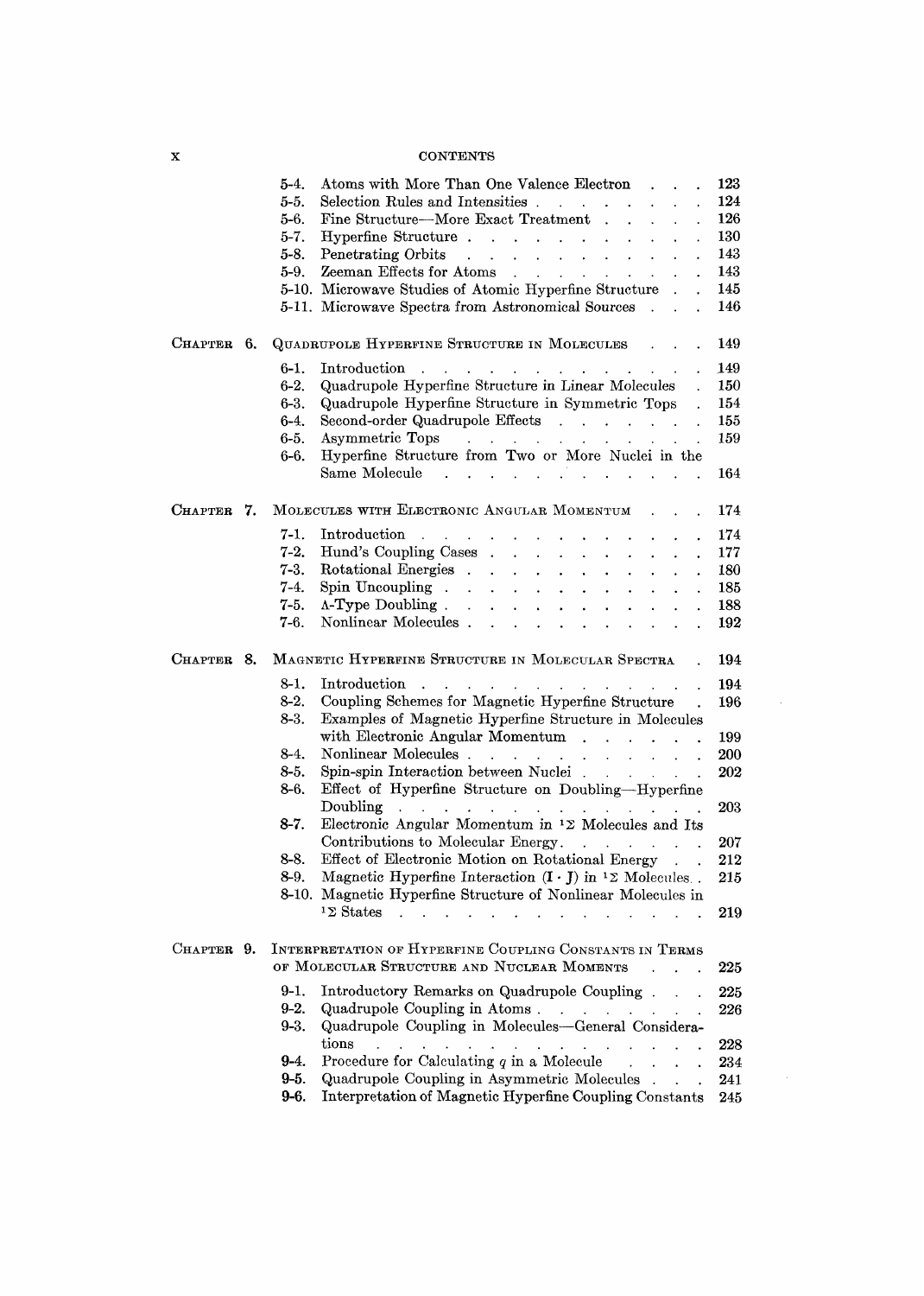5-4. Atoms with More Than One Valence Electron . . . 123
5-5. Selection Rules and Intensities . . . . . . . . 124
5-6. Fine Structure—More Exact Treatment . . . . . 126
5-7. Hyperfine Structure . . . . . . . . . . . . 130
5-8. Penetrating Orbits . . . . . . . . . . . . 143
5-9. Zeeman Effects for Atoms . . . . . . . . . 143
5-10. Microwave Studies of Atomic Hyperfine Structure . . 145
5-11. Microwave Spectra from Astronomical Sources . . . 146

CHAPTER 6. QUADRUPOLE HYPERFINE STRUCTURE IN MOLECULES . . . 149

6-1. Introduction . . . . . . . . . . . . . . 149
6-2. Quadrupole Hyperfine Structure in Linear Molecules . 150
6-3. Quadrupole Hyperfine Structure in Symmetric Tops . 154
6-4. Second-order Quadrupole Effects . . . . . . . 155
6-5. Asymmetric Tops . . . . . . . . . . . . 159
6-6. Hyperfine Structure from Two or More Nuclei in the Same Molecule . . . . . . . . . . . . . 164

CHAPTER 7. MOLECULES WITH ELECTRONIC ANGULAR MOMENTUM . . . 174

7-1. Introduction . . . . . . . . . . . . . . 174
7-2. Hund's Coupling Cases . . . . . . . . . . . 177
7-3. Rotational Energies . . . . . . . . . . . . 180
7-4. Spin Uncoupling . . . . . . . . . . . . . 185
7-5. $\Lambda$-Type Doubling . . . . . . . . . . . . 188
7-6. Nonlinear Molecules . . . . . . . . . . . . 192

CHAPTER 8. MAGNETIC HYPERFINE STRUCTURE IN MOLECULAR SPECTRA . 194

8-1. Introduction . . . . . . . . . . . . . . 194
8-2. Coupling Schemes for Magnetic Hyperfine Structure . 196
8-3. Examples of Magnetic Hyperfine Structure in Molecules with Electronic Angular Momentum . . . . . . 199
8-4. Nonlinear Molecules . . . . . . . . . . . . 200
8-5. Spin-spin Interaction between Nuclei . . . . . . 202
8-6. Effect of Hyperfine Structure on Doubling—Hyperfine Doubling . . . . . . . . . . . . . . . . 203
8-7. Electronic Angular Momentum in $^1\Sigma$ Molecules and Its Contributions to Molecular Energy. . . . . . . 207
8-8. Effect of Electronic Motion on Rotational Energy . . 212
8-9. Magnetic Hyperfine Interaction $(\mathbf{I} \cdot \mathbf{J})$ in $^1\Sigma$ Molecules . . 215
8-10. Magnetic Hyperfine Structure of Nonlinear Molecules in $^1\Sigma$ States . . . . . . . . . . . . . . 219

CHAPTER 9. INTERPRETATION OF HYPERFINE COUPLING CONSTANTS IN TERMS OF MOLECULAR STRUCTURE AND NUCLEAR MOMENTS . . . 225

9-1. Introductory Remarks on Quadrupole Coupling . . . 225
9-2. Quadrupole Coupling in Atoms . . . . . . . . 226
9-3. Quadrupole Coupling in Molecules—General Considerations . . . . . . . . . . . . . . . . 228
9-4. Procedure for Calculating $q$ in a Molecule . . . . 234
9-5. Quadrupole Coupling in Asymmetric Molecules . . . 241
9-6. Interpretation of Magnetic Hyperfine Coupling Constants 245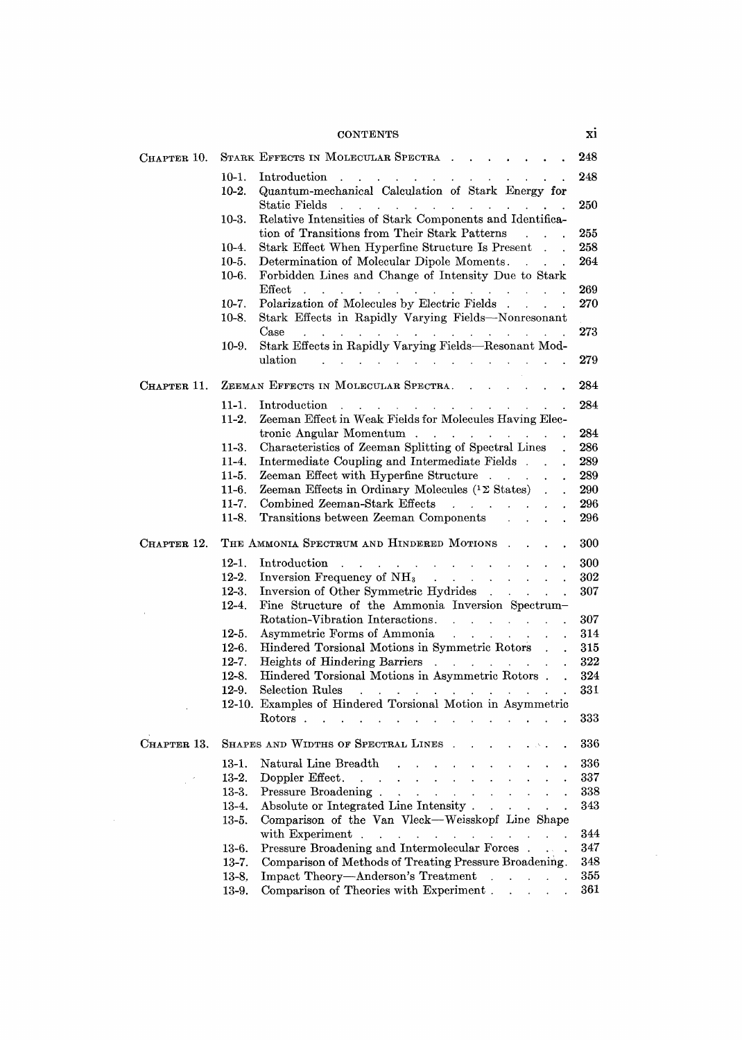| | | |
|---|---|---|
| CHAPTER 10. | STARK EFFECTS IN MOLECULAR SPECTRA | 248 |
| | 10-1. Introduction | 248 |
| | 10-2. Quantum-mechanical Calculation of Stark Energy for Static Fields | 250 |
| | 10-3. Relative Intensities of Stark Components and Identification of Transitions from Their Stark Patterns | 255 |
| | 10-4. Stark Effect When Hyperfine Structure Is Present | 258 |
| | 10-5. Determination of Molecular Dipole Moments | 264 |
| | 10-6. Forbidden Lines and Change of Intensity Due to Stark Effect | 269 |
| | 10-7. Polarization of Molecules by Electric Fields | 270 |
| | 10-8. Stark Effects in Rapidly Varying Fields—Nonresonant Case | 273 |
| | 10-9. Stark Effects in Rapidly Varying Fields—Resonant Modulation | 279 |
| CHAPTER 11. | ZEEMAN EFFECTS IN MOLECULAR SPECTRA | 284 |
| | 11-1. Introduction | 284 |
| | 11-2. Zeeman Effect in Weak Fields for Molecules Having Electronic Angular Momentum | 284 |
| | 11-3. Characteristics of Zeeman Splitting of Spectral Lines | 286 |
| | 11-4. Intermediate Coupling and Intermediate Fields | 289 |
| | 11-5. Zeeman Effect with Hyperfine Structure | 289 |
| | 11-6. Zeeman Effects in Ordinary Molecules ($^1\Sigma$ States) | 290 |
| | 11-7. Combined Zeeman-Stark Effects | 296 |
| | 11-8. Transitions between Zeeman Components | 296 |
| CHAPTER 12. | THE AMMONIA SPECTRUM AND HINDERED MOTIONS | 300 |
| | 12-1. Introduction | 300 |
| | 12-2. Inversion Frequency of $NH_3$ | 302 |
| | 12-3. Inversion of Other Symmetric Hydrides | 307 |
| | 12-4. Fine Structure of the Ammonia Inversion Spectrum–Rotation-Vibration Interactions | 307 |
| | 12-5. Asymmetric Forms of Ammonia | 314 |
| | 12-6. Hindered Torsional Motions in Symmetric Rotors | 315 |
| | 12-7. Heights of Hindering Barriers | 322 |
| | 12-8. Hindered Torsional Motions in Asymmetric Rotors | 324 |
| | 12-9. Selection Rules | 331 |
| | 12-10. Examples of Hindered Torsional Motion in Asymmetric Rotors | 333 |
| CHAPTER 13. | SHAPES AND WIDTHS OF SPECTRAL LINES | 336 |
| | 13-1. Natural Line Breadth | 336 |
| | 13-2. Doppler Effect | 337 |
| | 13-3. Pressure Broadening | 338 |
| | 13-4. Absolute or Integrated Line Intensity | 343 |
| | 13-5. Comparison of the Van Vleck—Weisskopf Line Shape with Experiment | 344 |
| | 13-6. Pressure Broadening and Intermolecular Forces | 347 |
| | 13-7. Comparison of Methods of Treating Pressure Broadening | 348 |
| | 13-8. Impact Theory—Anderson's Treatment | 355 |
| | 13-9. Comparison of Theories with Experiment | 361 |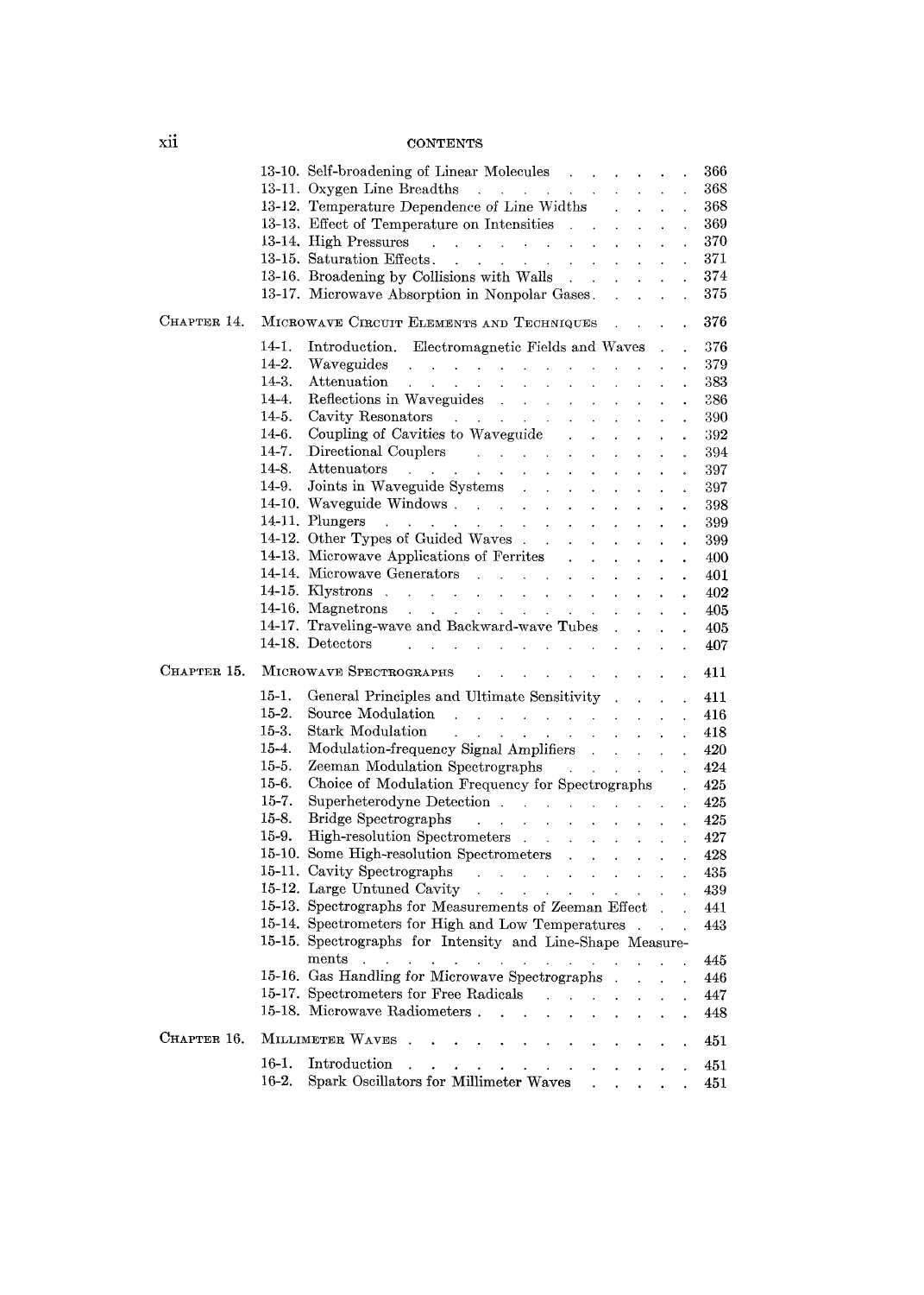13-10. Self-broadening of Linear Molecules . . . . . . . 366
13-11. Oxygen Line Breadths . . . . . . . . . . . 368
13-12. Temperature Dependence of Line Widths . . . . . 368
13-13. Effect of Temperature on Intensities . . . . . . 369
13-14. High Pressures . . . . . . . . . . . . . 370
13-15. Saturation Effects. . . . . . . . . . . . . 371
13-16. Broadening by Collisions with Walls . . . . . . 374
13-17. Microwave Absorption in Nonpolar Gases. . . . . 375

CHAPTER 14. MICROWAVE CIRCUIT ELEMENTS AND TECHNIQUES . . . . 376

14-1. Introduction. Electromagnetic Fields and Waves . . 376
14-2. Waveguides . . . . . . . . . . . . . . 379
14-3. Attenuation . . . . . . . . . . . . . . 383
14-4. Reflections in Waveguides . . . . . . . . . 386
14-5. Cavity Resonators . . . . . . . . . . . . 390
14-6. Coupling of Cavities to Waveguide . . . . . . . 392
14-7. Directional Couplers . . . . . . . . . . . 394
14-8. Attenuators . . . . . . . . . . . . . . 397
14-9. Joints in Waveguide Systems . . . . . . . . . 397
14-10. Waveguide Windows . . . . . . . . . . . 398
14-11. Plungers . . . . . . . . . . . . . . . 399
14-12. Other Types of Guided Waves . . . . . . . . 399
14-13. Microwave Applications of Ferrites . . . . . . 400
14-14. Microwave Generators . . . . . . . . . . . 401
14-15. Klystrons . . . . . . . . . . . . . . . 402
14-16. Magnetrons . . . . . . . . . . . . . . 405
14-17. Traveling-wave and Backward-wave Tubes . . . . 405
14-18. Detectors . . . . . . . . . . . . . . 407

CHAPTER 15. MICROWAVE SPECTROGRAPHS . . . . . . . . . . 411

15-1. General Principles and Ultimate Sensitivity . . . . 411
15-2. Source Modulation . . . . . . . . . . . . 416
15-3. Stark Modulation . . . . . . . . . . . . 418
15-4. Modulation-frequency Signal Amplifiers . . . . . 420
15-5. Zeeman Modulation Spectrographs . . . . . . . 424
15-6. Choice of Modulation Frequency for Spectrographs . 425
15-7. Superheterodyne Detection . . . . . . . . . . 425
15-8. Bridge Spectrographs . . . . . . . . . . . 425
15-9. High-resolution Spectrometers . . . . . . . . 427
15-10. Some High-resolution Spectrometers . . . . . . 428
15-11. Cavity Spectrographs . . . . . . . . . . . 435
15-12. Large Untuned Cavity . . . . . . . . . . . 439
15-13. Spectrographs for Measurements of Zeeman Effect . . 441
15-14. Spectrometers for High and Low Temperatures . . . 443
15-15. Spectrographs for Intensity and Line-Shape Measurements . . . . . . . . . . . . . . . . . 445
15-16. Gas Handling for Microwave Spectrographs . . . . 446
15-17. Spectrometers for Free Radicals . . . . . . . 447
15-18. Microwave Radiometers . . . . . . . . . . . 448

CHAPTER 16. MILLIMETER WAVES . . . . . . . . . . . . . 451

16-1. Introduction . . . . . . . . . . . . . . 451
16-2. Spark Oscillators for Millimeter Waves . . . . . . 451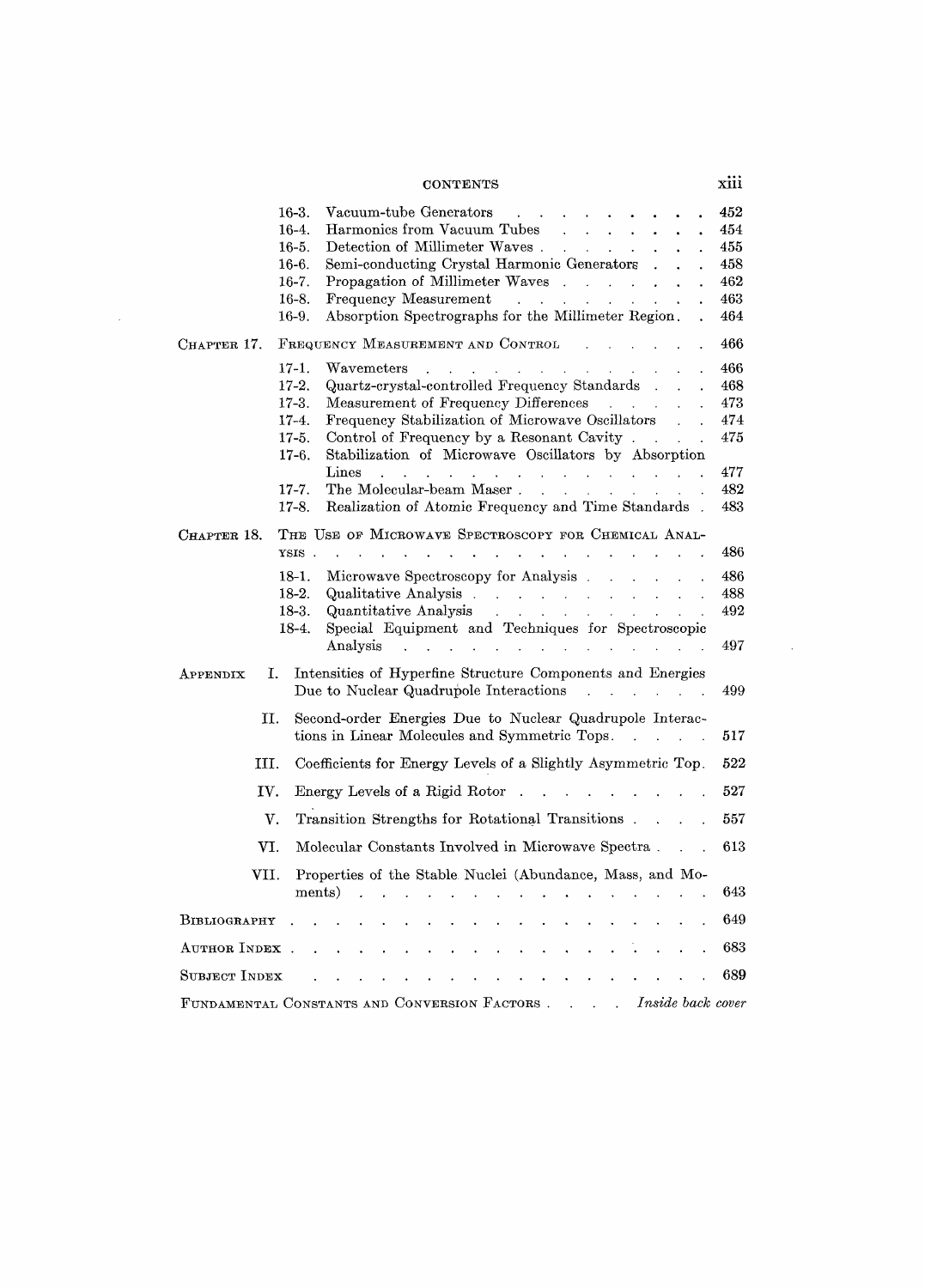| | | |
|---|---|---|
| | 16-3. Vacuum-tube Generators | 452 |
| | 16-4. Harmonics from Vacuum Tubes | 454 |
| | 16-5. Detection of Millimeter Waves | 455 |
| | 16-6. Semi-conducting Crystal Harmonic Generators | 458 |
| | 16-7. Propagation of Millimeter Waves | 462 |
| | 16-8. Frequency Measurement | 463 |
| | 16-9. Absorption Spectrographs for the Millimeter Region | 464 |
| CHAPTER 17. | FREQUENCY MEASUREMENT AND CONTROL | 466 |
| | 17-1. Wavemeters | 466 |
| | 17-2. Quartz-crystal-controlled Frequency Standards | 468 |
| | 17-3. Measurement of Frequency Differences | 473 |
| | 17-4. Frequency Stabilization of Microwave Oscillators | 474 |
| | 17-5. Control of Frequency by a Resonant Cavity | 475 |
| | 17-6. Stabilization of Microwave Oscillators by Absorption Lines | 477 |
| | 17-7. The Molecular-beam Maser | 482 |
| | 17-8. Realization of Atomic Frequency and Time Standards | 483 |
| CHAPTER 18. | THE USE OF MICROWAVE SPECTROSCOPY FOR CHEMICAL ANALYSIS | 486 |
| | 18-1. Microwave Spectroscopy for Analysis | 486 |
| | 18-2. Qualitative Analysis | 488 |
| | 18-3. Quantitative Analysis | 492 |
| | 18-4. Special Equipment and Techniques for Spectroscopic Analysis | 497 |
| APPENDIX I. | Intensities of Hyperfine Structure Components and Energies Due to Nuclear Quadrupole Interactions | 499 |
| II. | Second-order Energies Due to Nuclear Quadrupole Interactions in Linear Molecules and Symmetric Tops | 517 |
| III. | Coefficients for Energy Levels of a Slightly Asymmetric Top | 522 |
| IV. | Energy Levels of a Rigid Rotor | 527 |
| V. | Transition Strengths for Rotational Transitions | 557 |
| VI. | Molecular Constants Involved in Microwave Spectra | 613 |
| VII. | Properties of the Stable Nuclei (Abundance, Mass, and Moments) | 643 |
| BIBLIOGRAPHY | | 649 |
| AUTHOR INDEX | | 683 |
| SUBJECT INDEX | | 689 |
| FUNDAMENTAL CONSTANTS AND CONVERSION FACTORS | | *Inside back cover* |